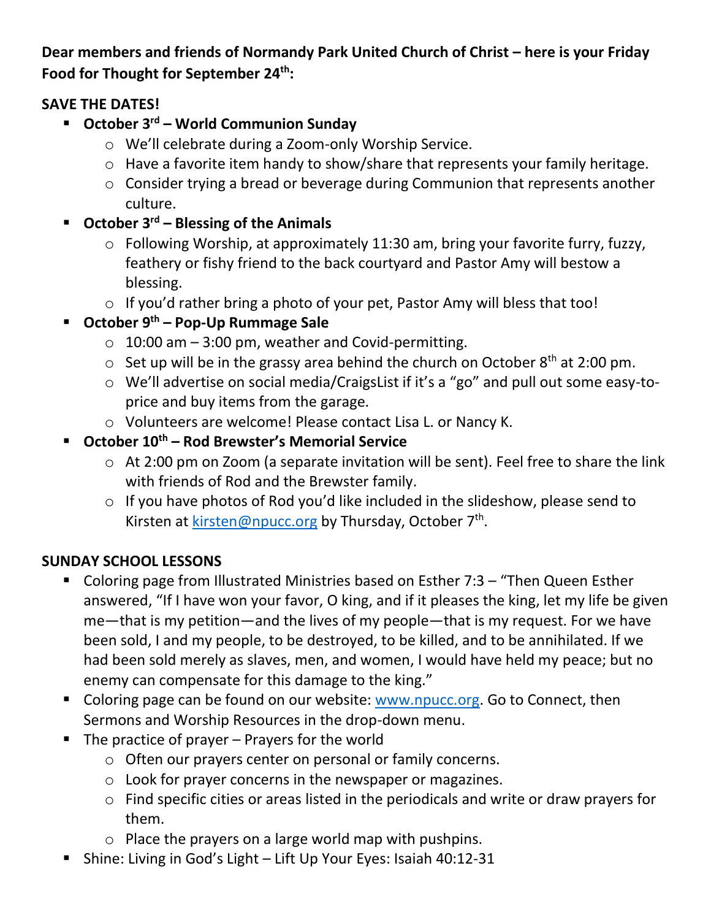**Dear members and friends of Normandy Park United Church of Christ – here is your Friday Food for Thought for September 24th:**

**SAVE THE DATES!**

- **October 3rd – World Communion Sunday**
  - We'll celebrate during a Zoom-only Worship Service.
  - Have a favorite item handy to show/share that represents your family heritage.
  - Consider trying a bread or beverage during Communion that represents another culture.
- **October 3rd – Blessing of the Animals**
  - Following Worship, at approximately 11:30 am, bring your favorite furry, fuzzy, feathery or fishy friend to the back courtyard and Pastor Amy will bestow a blessing.
  - If you'd rather bring a photo of your pet, Pastor Amy will bless that too!
- **October 9th – Pop-Up Rummage Sale**
  - 10:00 am – 3:00 pm, weather and Covid-permitting.
  - Set up will be in the grassy area behind the church on October 8th at 2:00 pm.
  - We'll advertise on social media/CraigsList if it's a "go" and pull out some easy-to-price and buy items from the garage.
  - Volunteers are welcome! Please contact Lisa L. or Nancy K.
- **October 10th – Rod Brewster's Memorial Service**
  - At 2:00 pm on Zoom (a separate invitation will be sent). Feel free to share the link with friends of Rod and the Brewster family.
  - If you have photos of Rod you'd like included in the slideshow, please send to Kirsten at kirsten@npucc.org by Thursday, October 7th.

**SUNDAY SCHOOL LESSONS**

- Coloring page from Illustrated Ministries based on Esther 7:3 – "Then Queen Esther answered, "If I have won your favor, O king, and if it pleases the king, let my life be given me—that is my petition—and the lives of my people—that is my request. For we have been sold, I and my people, to be destroyed, to be killed, and to be annihilated. If we had been sold merely as slaves, men, and women, I would have held my peace; but no enemy can compensate for this damage to the king."
- Coloring page can be found on our website: www.npucc.org. Go to Connect, then Sermons and Worship Resources in the drop-down menu.
- The practice of prayer – Prayers for the world
  - Often our prayers center on personal or family concerns.
  - Look for prayer concerns in the newspaper or magazines.
  - Find specific cities or areas listed in the periodicals and write or draw prayers for them.
  - Place the prayers on a large world map with pushpins.
- Shine: Living in God's Light – Lift Up Your Eyes: Isaiah 40:12-31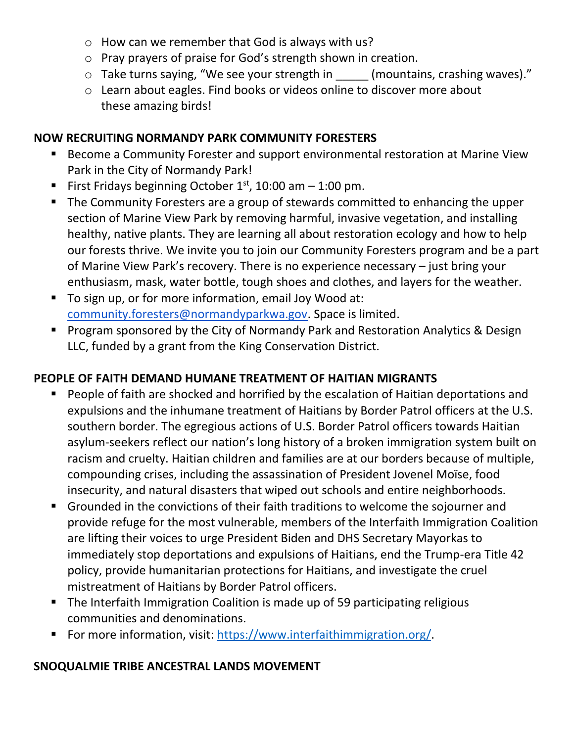- How can we remember that God is always with us?
- Pray prayers of praise for God's strength shown in creation.
- Take turns saying, "We see your strength in _____ (mountains, crashing waves)."
- Learn about eagles. Find books or videos online to discover more about these amazing birds!

**NOW RECRUITING NORMANDY PARK COMMUNITY FORESTERS**

- Become a Community Forester and support environmental restoration at Marine View Park in the City of Normandy Park!
- First Fridays beginning October 1st, 10:00 am – 1:00 pm.
- The Community Foresters are a group of stewards committed to enhancing the upper section of Marine View Park by removing harmful, invasive vegetation, and installing healthy, native plants. They are learning all about restoration ecology and how to help our forests thrive. We invite you to join our Community Foresters program and be a part of Marine View Park's recovery. There is no experience necessary – just bring your enthusiasm, mask, water bottle, tough shoes and clothes, and layers for the weather.
- To sign up, or for more information, email Joy Wood at: community.foresters@normandyparkwa.gov. Space is limited.
- Program sponsored by the City of Normandy Park and Restoration Analytics & Design LLC, funded by a grant from the King Conservation District.

**PEOPLE OF FAITH DEMAND HUMANE TREATMENT OF HAITIAN MIGRANTS**

- People of faith are shocked and horrified by the escalation of Haitian deportations and expulsions and the inhumane treatment of Haitians by Border Patrol officers at the U.S. southern border. The egregious actions of U.S. Border Patrol officers towards Haitian asylum-seekers reflect our nation's long history of a broken immigration system built on racism and cruelty. Haitian children and families are at our borders because of multiple, compounding crises, including the assassination of President Jovenel Moïse, food insecurity, and natural disasters that wiped out schools and entire neighborhoods.
- Grounded in the convictions of their faith traditions to welcome the sojourner and provide refuge for the most vulnerable, members of the Interfaith Immigration Coalition are lifting their voices to urge President Biden and DHS Secretary Mayorkas to immediately stop deportations and expulsions of Haitians, end the Trump-era Title 42 policy, provide humanitarian protections for Haitians, and investigate the cruel mistreatment of Haitians by Border Patrol officers.
- The Interfaith Immigration Coalition is made up of 59 participating religious communities and denominations.
- For more information, visit: https://www.interfaithimmigration.org/.

**SNOQUALMIE TRIBE ANCESTRAL LANDS MOVEMENT**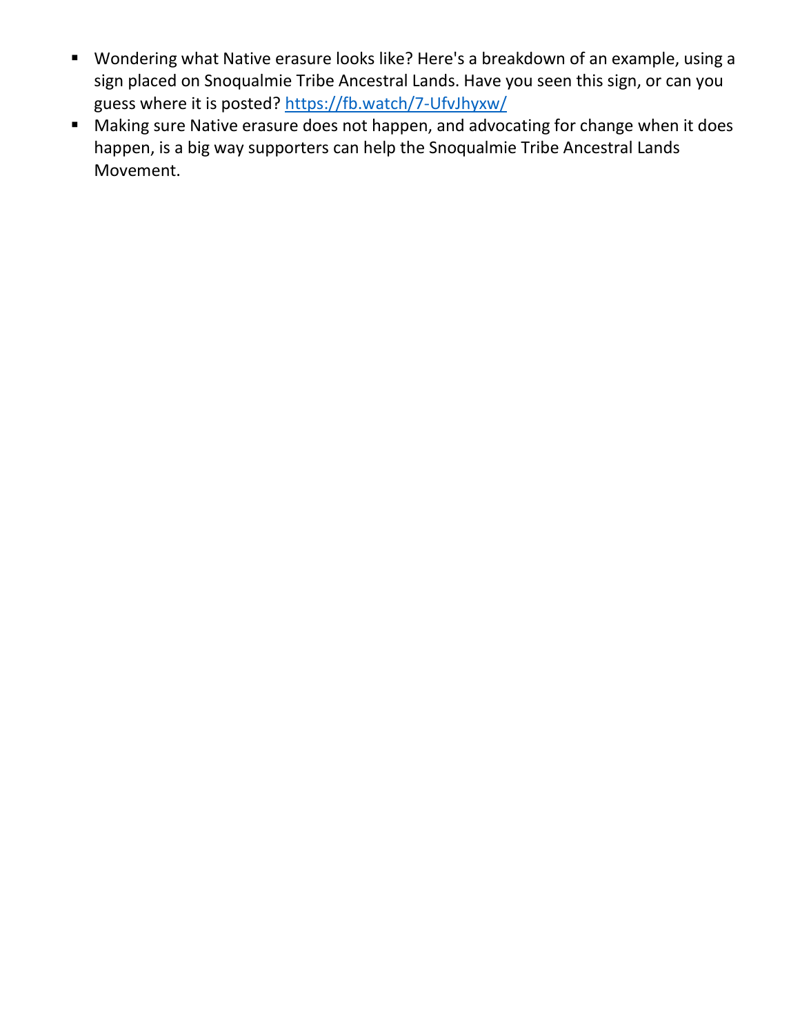- Wondering what Native erasure looks like? Here's a breakdown of an example, using a sign placed on Snoqualmie Tribe Ancestral Lands. Have you seen this sign, or can you guess where it is posted? https://fb.watch/7-UfvJhyxw/
- Making sure Native erasure does not happen, and advocating for change when it does happen, is a big way supporters can help the Snoqualmie Tribe Ancestral Lands Movement.